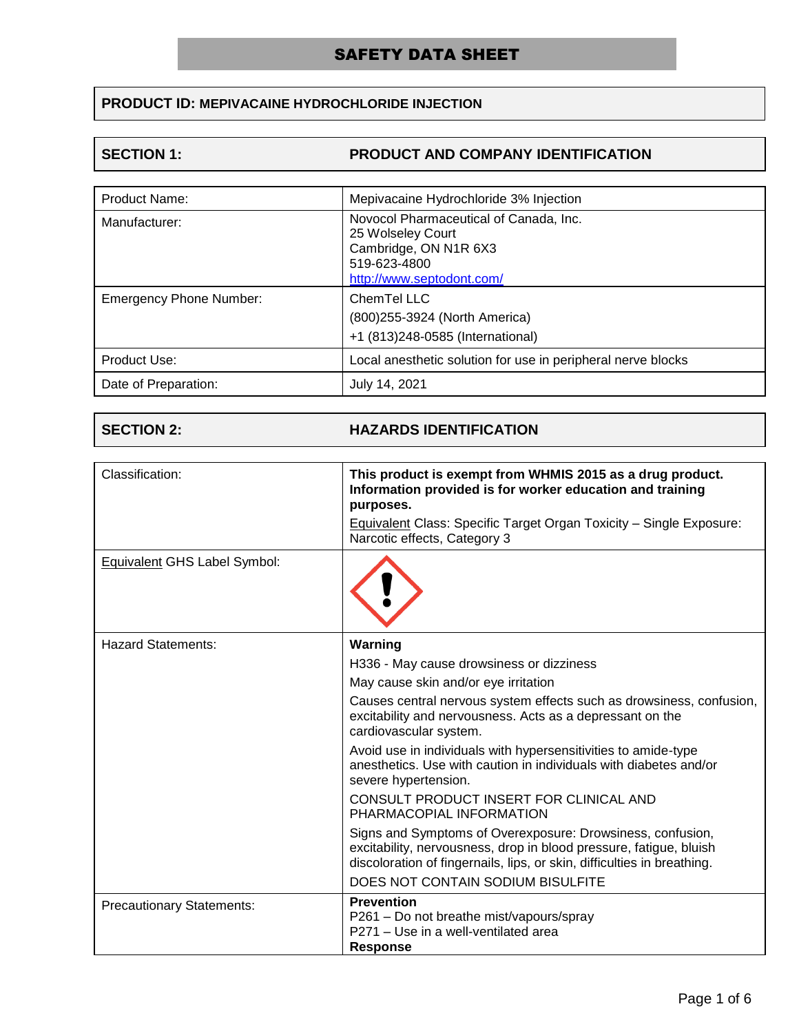# SAFETY DATA SHEET

**PRODUCT ID: MEPIVACAINE HYDROCHLORIDE INJECTION**

## SECTION 1: PRODUCT AND COMPANY IDENTIFICATION

| | |
|---|---|
| Product Name: | Mepivacaine Hydrochloride 3% Injection |
| Manufacturer: | Novocol Pharmaceutical of Canada, Inc.<br>25 Wolseley Court<br>Cambridge, ON N1R 6X3<br>519-623-4800<br>http://www.septodont.com/ |
| Emergency Phone Number: | ChemTel LLC<br>(800)255-3924 (North America)<br>+1 (813)248-0585 (International) |
| Product Use: | Local anesthetic solution for use in peripheral nerve blocks |
| Date of Preparation: | July 14, 2021 |

## SECTION 2: HAZARDS IDENTIFICATION

| | |
|---|---|
| Classification: | **This product is exempt from WHMIS 2015 as a drug product. Information provided is for worker education and training purposes.**<br>Equivalent Class: Specific Target Organ Toxicity – Single Exposure: Narcotic effects, Category 3 |
| Equivalent GHS Label Symbol: | |
| Hazard Statements: | **Warning**<br>H336 - May cause drowsiness or dizziness<br>May cause skin and/or eye irritation<br>Causes central nervous system effects such as drowsiness, confusion, excitability and nervousness. Acts as a depressant on the cardiovascular system.<br>Avoid use in individuals with hypersensitivities to amide-type anesthetics. Use with caution in individuals with diabetes and/or severe hypertension.<br>CONSULT PRODUCT INSERT FOR CLINICAL AND PHARMACOPIAL INFORMATION<br>Signs and Symptoms of Overexposure: Drowsiness, confusion, excitability, nervousness, drop in blood pressure, fatigue, bluish discoloration of fingernails, lips, or skin, difficulties in breathing.<br>DOES NOT CONTAIN SODIUM BISULFITE |
| Precautionary Statements: | **Prevention**<br>P261 – Do not breathe mist/vapours/spray<br>P271 – Use in a well-ventilated area<br>**Response** |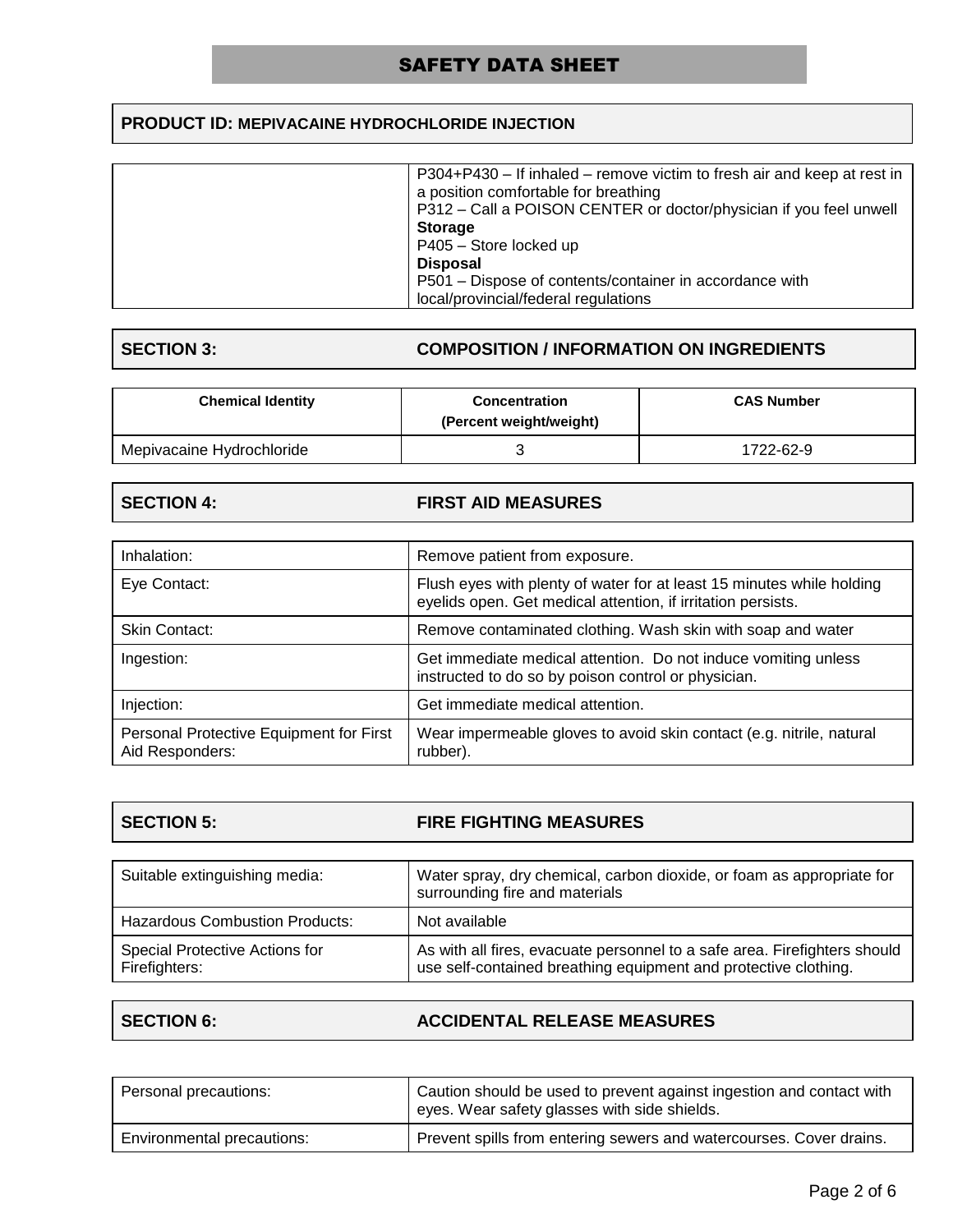# SAFETY DATA SHEET

**PRODUCT ID: MEPIVACAINE HYDROCHLORIDE INJECTION**

| | |
|---|---|
| | P304+P430 – If inhaled – remove victim to fresh air and keep at rest in a position comfortable for breathing<br>P312 – Call a POISON CENTER or doctor/physician if you feel unwell<br>**Storage**<br>P405 – Store locked up<br>**Disposal**<br>P501 – Dispose of contents/container in accordance with local/provincial/federal regulations |

## SECTION 3: COMPOSITION / INFORMATION ON INGREDIENTS

| Chemical Identity | Concentration (Percent weight/weight) | CAS Number |
|---|---|---|
| Mepivacaine Hydrochloride | 3 | 1722-62-9 |

## SECTION 4: FIRST AID MEASURES

| | |
|---|---|
| Inhalation: | Remove patient from exposure. |
| Eye Contact: | Flush eyes with plenty of water for at least 15 minutes while holding eyelids open. Get medical attention, if irritation persists. |
| Skin Contact: | Remove contaminated clothing. Wash skin with soap and water |
| Ingestion: | Get immediate medical attention. Do not induce vomiting unless instructed to do so by poison control or physician. |
| Injection: | Get immediate medical attention. |
| Personal Protective Equipment for First Aid Responders: | Wear impermeable gloves to avoid skin contact (e.g. nitrile, natural rubber). |

## SECTION 5: FIRE FIGHTING MEASURES

| | |
|---|---|
| Suitable extinguishing media: | Water spray, dry chemical, carbon dioxide, or foam as appropriate for surrounding fire and materials |
| Hazardous Combustion Products: | Not available |
| Special Protective Actions for Firefighters: | As with all fires, evacuate personnel to a safe area. Firefighters should use self-contained breathing equipment and protective clothing. |

## SECTION 6: ACCIDENTAL RELEASE MEASURES

| | |
|---|---|
| Personal precautions: | Caution should be used to prevent against ingestion and contact with eyes. Wear safety glasses with side shields. |
| Environmental precautions: | Prevent spills from entering sewers and watercourses. Cover drains. |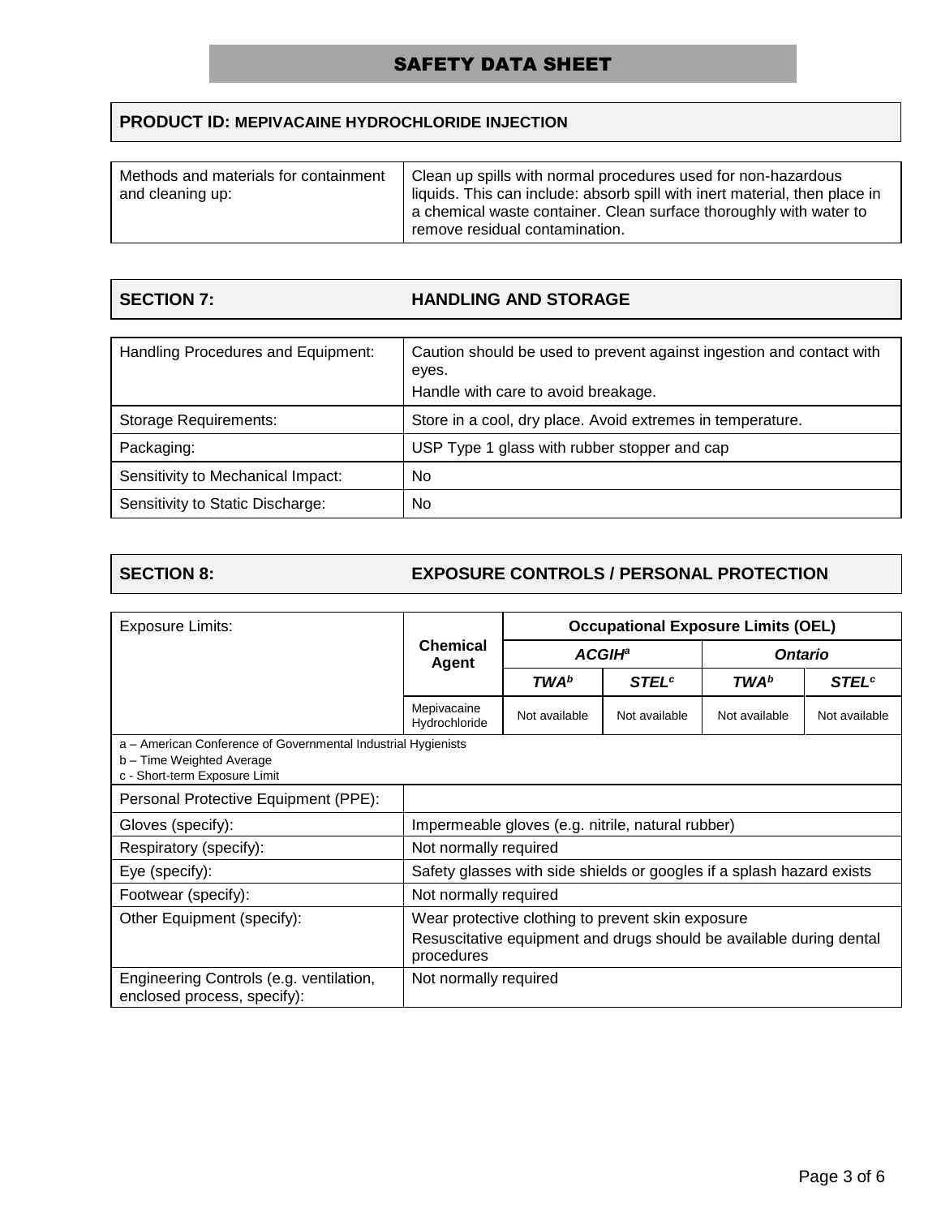**PRODUCT ID: MEPIVACAINE HYDROCHLORIDE INJECTION**

| | |
|---|---|
| Methods and materials for containment and cleaning up: | Clean up spills with normal procedures used for non-hazardous liquids. This can include: absorb spill with inert material, then place in a chemical waste container. Clean surface thoroughly with water to remove residual contamination. |

## SECTION 7: HANDLING AND STORAGE

| | |
|---|---|
| Handling Procedures and Equipment: | Caution should be used to prevent against ingestion and contact with eyes. Handle with care to avoid breakage. |
| Storage Requirements: | Store in a cool, dry place. Avoid extremes in temperature. |
| Packaging: | USP Type 1 glass with rubber stopper and cap |
| Sensitivity to Mechanical Impact: | No |
| Sensitivity to Static Discharge: | No |

## SECTION 8: EXPOSURE CONTROLS / PERSONAL PROTECTION

| Exposure Limits: | Chemical Agent | Occupational Exposure Limits (OEL) | | | |
|---|---|---|---|---|---|
| | | *ACGIH*[a] | | *Ontario* | |
| | | *TWA*[b] | *STEL*[c] | *TWA*[b] | *STEL*[c] |
| | Mepivacaine Hydrochloride | Not available | Not available | Not available | Not available |

a – American Conference of Governmental Industrial Hygienists
b – Time Weighted Average
c - Short-term Exposure Limit

| | |
|---|---|
| Personal Protective Equipment (PPE): | |
| Gloves (specify): | Impermeable gloves (e.g. nitrile, natural rubber) |
| Respiratory (specify): | Not normally required |
| Eye (specify): | Safety glasses with side shields or googles if a splash hazard exists |
| Footwear (specify): | Not normally required |
| Other Equipment (specify): | Wear protective clothing to prevent skin exposure<br>Resuscitative equipment and drugs should be available during dental procedures |
| Engineering Controls (e.g. ventilation, enclosed process, specify): | Not normally required |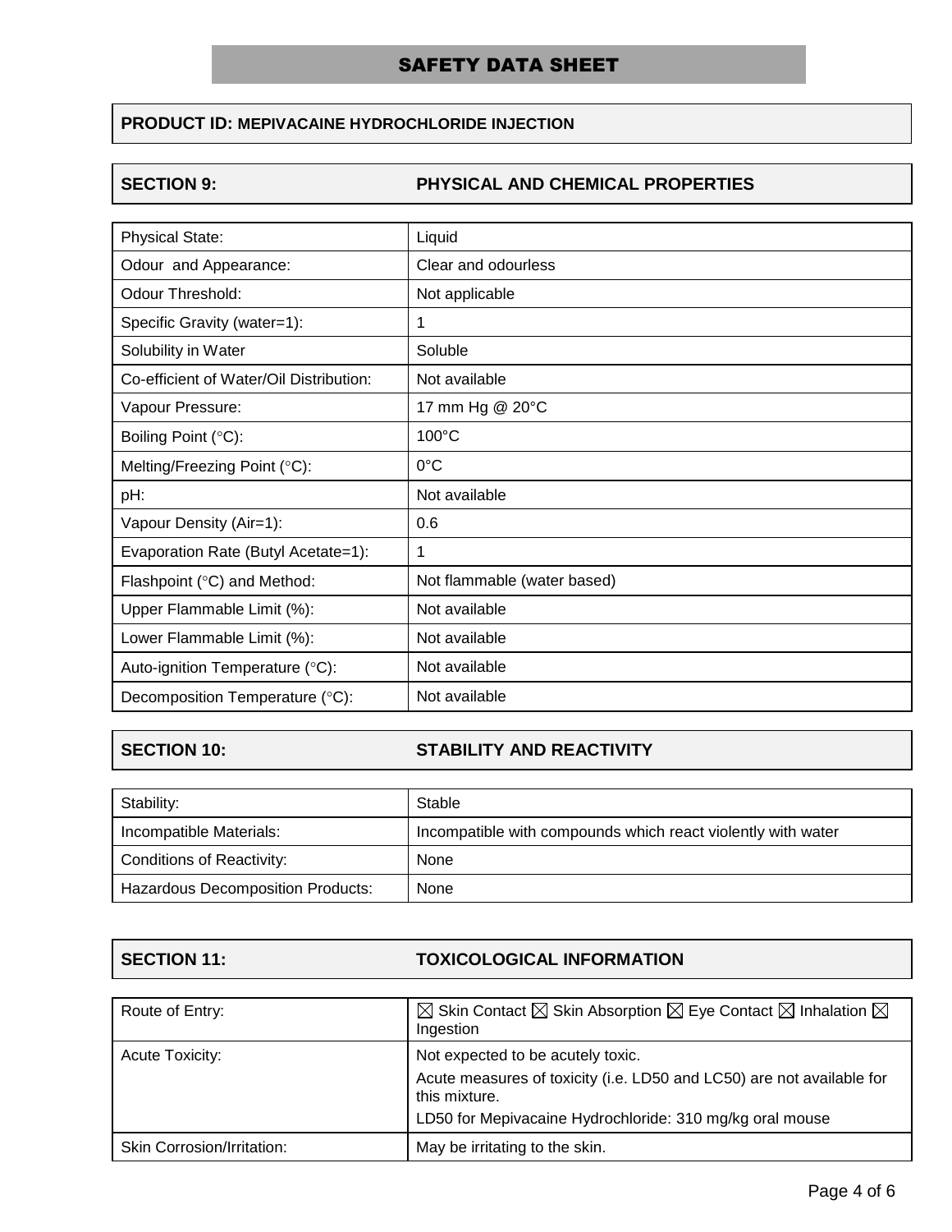# SAFETY DATA SHEET

**PRODUCT ID: MEPIVACAINE HYDROCHLORIDE INJECTION**

## SECTION 9: PHYSICAL AND CHEMICAL PROPERTIES

| Property | Value |
| --- | --- |
| Physical State: | Liquid |
| Odour and Appearance: | Clear and odourless |
| Odour Threshold: | Not applicable |
| Specific Gravity (water=1): | 1 |
| Solubility in Water | Soluble |
| Co-efficient of Water/Oil Distribution: | Not available |
| Vapour Pressure: | 17 mm Hg @ 20°C |
| Boiling Point (°C): | 100°C |
| Melting/Freezing Point (°C): | 0°C |
| pH: | Not available |
| Vapour Density (Air=1): | 0.6 |
| Evaporation Rate (Butyl Acetate=1): | 1 |
| Flashpoint (°C) and Method: | Not flammable (water based) |
| Upper Flammable Limit (%): | Not available |
| Lower Flammable Limit (%): | Not available |
| Auto-ignition Temperature (°C): | Not available |
| Decomposition Temperature (°C): | Not available |

## SECTION 10: STABILITY AND REACTIVITY

| Property | Value |
| --- | --- |
| Stability: | Stable |
| Incompatible Materials: | Incompatible with compounds which react violently with water |
| Conditions of Reactivity: | None |
| Hazardous Decomposition Products: | None |

## SECTION 11: TOXICOLOGICAL INFORMATION

| Property | Value |
| --- | --- |
| Route of Entry: | ☒ Skin Contact ☒ Skin Absorption ☒ Eye Contact ☒ Inhalation ☒ Ingestion |
| Acute Toxicity: | Not expected to be acutely toxic.<br>Acute measures of toxicity (i.e. LD50 and LC50) are not available for this mixture.<br>LD50 for Mepivacaine Hydrochloride: 310 mg/kg oral mouse |
| Skin Corrosion/Irritation: | May be irritating to the skin. |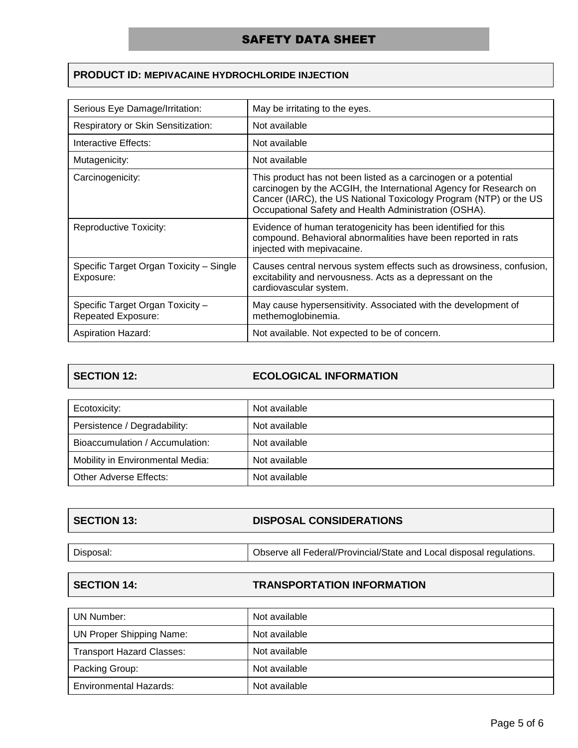## SAFETY DATA SHEET

**PRODUCT ID: MEPIVACAINE HYDROCHLORIDE INJECTION**

| | |
|---|---|
| Serious Eye Damage/Irritation: | May be irritating to the eyes. |
| Respiratory or Skin Sensitization: | Not available |
| Interactive Effects: | Not available |
| Mutagenicity: | Not available |
| Carcinogenicity: | This product has not been listed as a carcinogen or a potential carcinogen by the ACGIH, the International Agency for Research on Cancer (IARC), the US National Toxicology Program (NTP) or the US Occupational Safety and Health Administration (OSHA). |
| Reproductive Toxicity: | Evidence of human teratogenicity has been identified for this compound. Behavioral abnormalities have been reported in rats injected with mepivacaine. |
| Specific Target Organ Toxicity – Single Exposure: | Causes central nervous system effects such as drowsiness, confusion, excitability and nervousness. Acts as a depressant on the cardiovascular system. |
| Specific Target Organ Toxicity – Repeated Exposure: | May cause hypersensitivity. Associated with the development of methemoglobinemia. |
| Aspiration Hazard: | Not available. Not expected to be of concern. |

## SECTION 12: ECOLOGICAL INFORMATION

| | |
|---|---|
| Ecotoxicity: | Not available |
| Persistence / Degradability: | Not available |
| Bioaccumulation / Accumulation: | Not available |
| Mobility in Environmental Media: | Not available |
| Other Adverse Effects: | Not available |

## SECTION 13: DISPOSAL CONSIDERATIONS

| | |
|---|---|
| Disposal: | Observe all Federal/Provincial/State and Local disposal regulations. |

## SECTION 14: TRANSPORTATION INFORMATION

| | |
|---|---|
| UN Number: | Not available |
| UN Proper Shipping Name: | Not available |
| Transport Hazard Classes: | Not available |
| Packing Group: | Not available |
| Environmental Hazards: | Not available |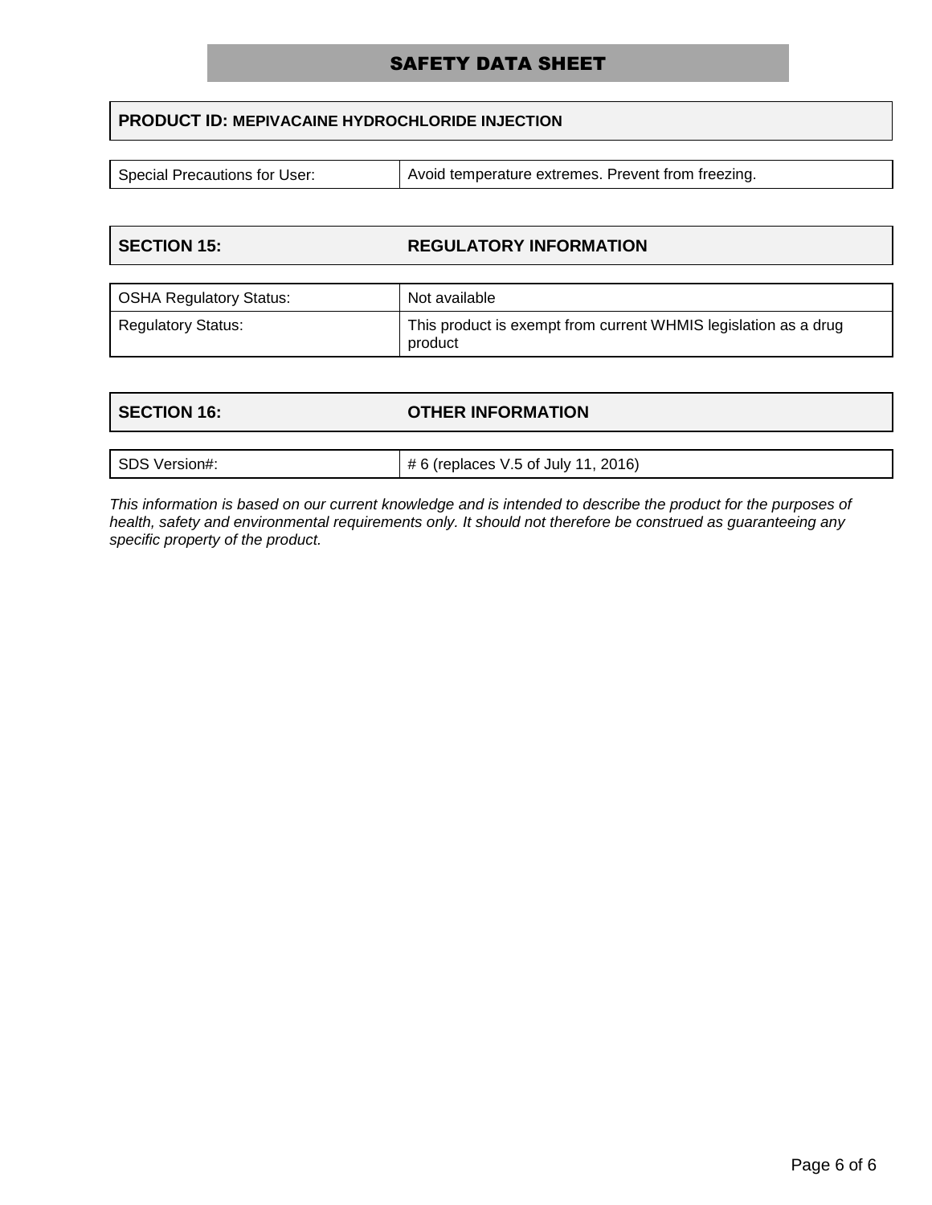# SAFETY DATA SHEET

**PRODUCT ID: MEPIVACAINE HYDROCHLORIDE INJECTION**

| | |
|---|---|
| Special Precautions for User: | Avoid temperature extremes. Prevent from freezing. |

## SECTION 15: REGULATORY INFORMATION

| | |
|---|---|
| OSHA Regulatory Status: | Not available |
| Regulatory Status: | This product is exempt from current WHMIS legislation as a drug product |

## SECTION 16: OTHER INFORMATION

| | |
|---|---|
| SDS Version#: | # 6 (replaces V.5 of July 11, 2016) |

*This information is based on our current knowledge and is intended to describe the product for the purposes of health, safety and environmental requirements only. It should not therefore be construed as guaranteeing any specific property of the product.*